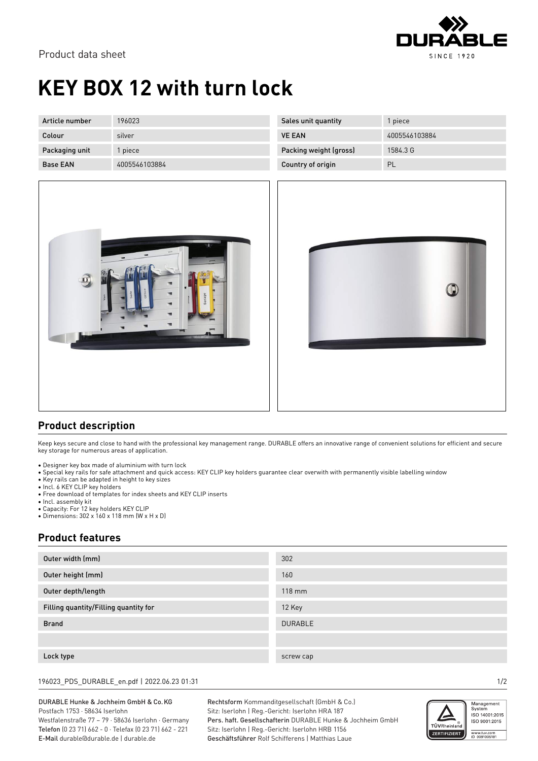Product data sheet

# KEY BOX 12 with turn lock

| Article number | 196023 | Sales unit quantity | 1 piece |
| --- | --- | --- | --- |
| Colour | silver | VE EAN | 4005546103884 |
| Packaging unit | 1 piece | Packing weight (gross) | 1584.3 G |
| Base EAN | 4005546103884 | Country of origin | PL |

## Product description

Keep keys secure and close to hand with the professional key management range. DURABLE offers an innovative range of convenient solutions for efficient and secure key storage for numerous areas of application.

- Designer key box made of aluminium with turn lock
- Special key rails for safe attachment and quick access: KEY CLIP key holders guarantee clear overwith with permanently visible labelling window
- Key rails can be adapted in height to key sizes
- Incl. 6 KEY CLIP key holders
- Free download of templates for index sheets and KEY CLIP inserts
- Incl. assembly kit
- Capacity: For 12 key holders KEY CLIP
- Dimensions: 302 x 160 x 118 mm (W x H x D)

## Product features

| | |
| --- | --- |
| Outer width (mm) | 302 |
| Outer height (mm) | 160 |
| Outer depth/length | 118 mm |
| Filling quantity/Filling quantity for | 12 Key |
| Brand | DURABLE |
| | |
| Lock type | screw cap |

196023_PDS_DURABLE_en.pdf | 2022.06.23 01:31

DURABLE Hunke & Jochheim GmbH & Co.KG
Postfach 1753 · 58634 Iserlohn
Westfalenstraße 77 – 79 · 58636 Iserlohn · Germany
Telefon (0 23 71) 662 - 0 · Telefax (0 23 71) 662 - 221
E-Mail durable@durable.de | durable.de

Rechtsform Kommanditgesellschaft (GmbH & Co.)
Sitz: Iserlohn | Reg.-Gericht: Iserlohn HRA 187
Pers. haft. Gesellschafterin DURABLE Hunke & Jochheim GmbH
Sitz: Iserlohn | Reg.-Gericht: Iserlohn HRB 1156
Geschäftsführer Rolf Schifferens | Matthias Laue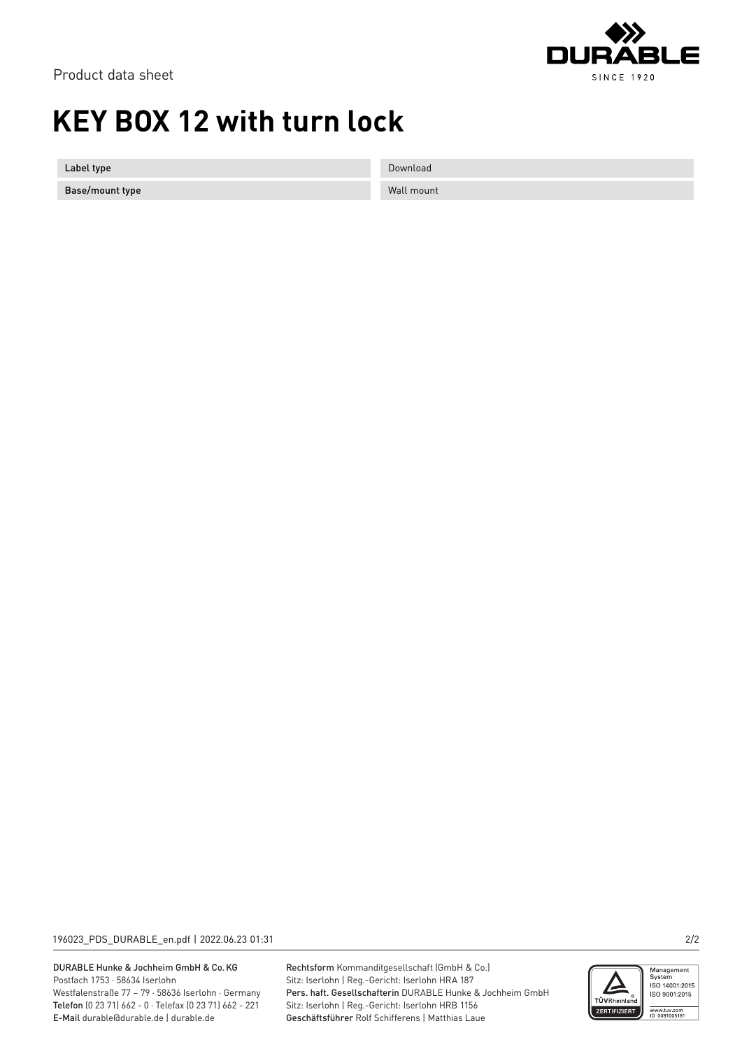# KEY BOX 12 with turn lock

| | |
|---|---|
| Label type | Download |
| Base/mount type | Wall mount |

DURABLE Hunke & Jochheim GmbH & Co. KG
Postfach 1753 · 58634 Iserlohn
Westfalenstraße 77 – 79 · 58636 Iserlohn · Germany
Telefon (0 23 71) 662 - 0 · Telefax (0 23 71) 662 - 221
E-Mail durable@durable.de | durable.de

Rechtsform Kommanditgesellschaft (GmbH & Co.)
Sitz: Iserlohn | Reg.-Gericht: Iserlohn HRA 187
Pers. haft. Gesellschafterin DURABLE Hunke & Jochheim GmbH
Sitz: Iserlohn | Reg.-Gericht: Iserlohn HRB 1156
Geschäftsführer Rolf Schifferens | Matthias Laue